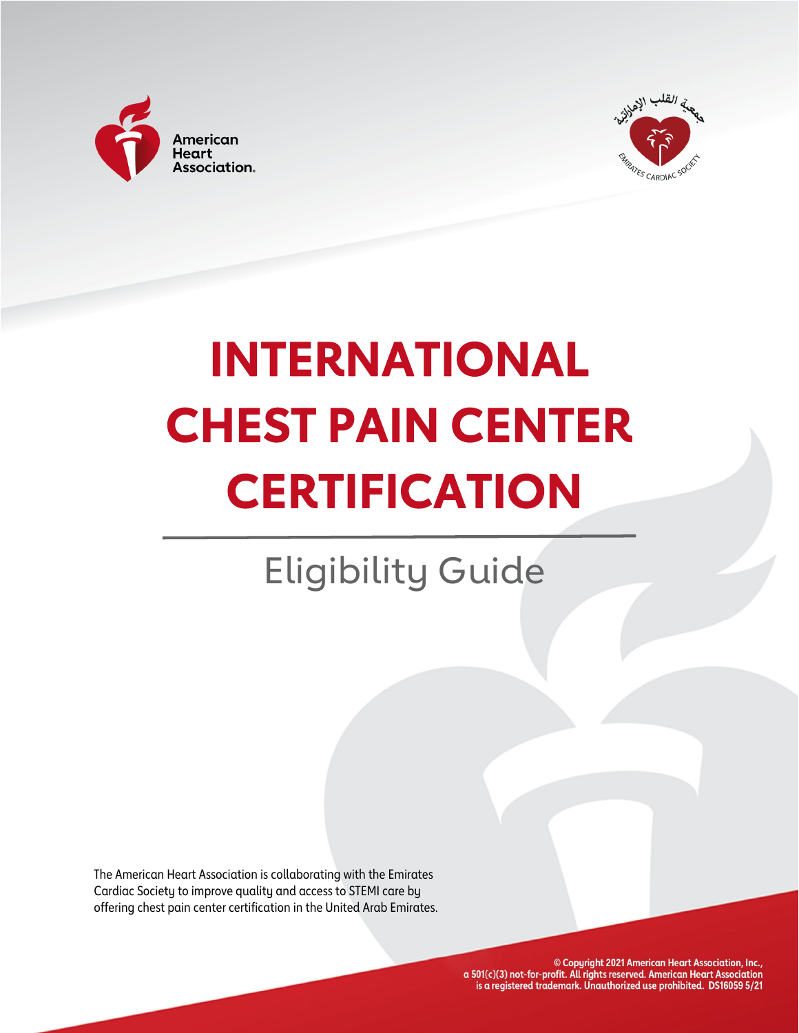American Heart Association.

جمعية القلب الإماراتية

EMIRATES CARDIAC SOCIETY

# INTERNATIONAL CHEST PAIN CENTER CERTIFICATION

## Eligibility Guide

The American Heart Association is collaborating with the Emirates Cardiac Society to improve quality and access to STEMI care by offering chest pain center certification in the United Arab Emirates.

© Copyright 2021 American Heart Association, Inc., a 501(c)(3) not-for-profit. All rights reserved. American Heart Association is a registered trademark. Unauthorized use prohibited. DS16059 5/21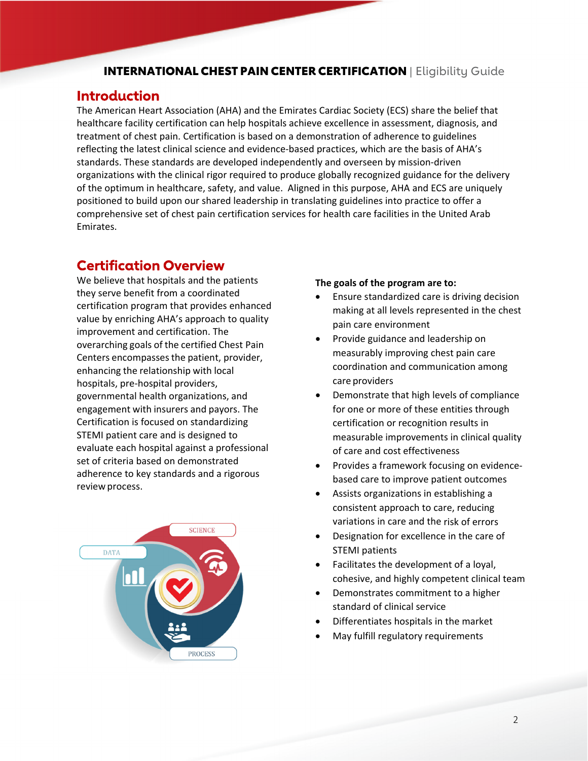## Introduction

The American Heart Association (AHA) and the Emirates Cardiac Society (ECS) share the belief that healthcare facility certification can help hospitals achieve excellence in assessment, diagnosis, and treatment of chest pain. Certification is based on a demonstration of adherence to guidelines reflecting the latest clinical science and evidence-based practices, which are the basis of AHA's standards. These standards are developed independently and overseen by mission-driven organizations with the clinical rigor required to produce globally recognized guidance for the delivery of the optimum in healthcare, safety, and value. Aligned in this purpose, AHA and ECS are uniquely positioned to build upon our shared leadership in translating guidelines into practice to offer a comprehensive set of chest pain certification services for health care facilities in the United Arab Emirates.

## Certification Overview

We believe that hospitals and the patients they serve benefit from a coordinated certification program that provides enhanced value by enriching AHA's approach to quality improvement and certification. The overarching goals of the certified Chest Pain Centers encompasses the patient, provider, enhancing the relationship with local hospitals, pre-hospital providers, governmental health organizations, and engagement with insurers and payors. The Certification is focused on standardizing STEMI patient care and is designed to evaluate each hospital against a professional set of criteria based on demonstrated adherence to key standards and a rigorous review process.

SCIENCE

DATA

PROCESS

**The goals of the program are to:**

- Ensure standardized care is driving decision making at all levels represented in the chest pain care environment
- Provide guidance and leadership on measurably improving chest pain care coordination and communication among care providers
- Demonstrate that high levels of compliance for one or more of these entities through certification or recognition results in measurable improvements in clinical quality of care and cost effectiveness
- Provides a framework focusing on evidence-based care to improve patient outcomes
- Assists organizations in establishing a consistent approach to care, reducing variations in care and the risk of errors
- Designation for excellence in the care of STEMI patients
- Facilitates the development of a loyal, cohesive, and highly competent clinical team
- Demonstrates commitment to a higher standard of clinical service
- Differentiates hospitals in the market
- May fulfill regulatory requirements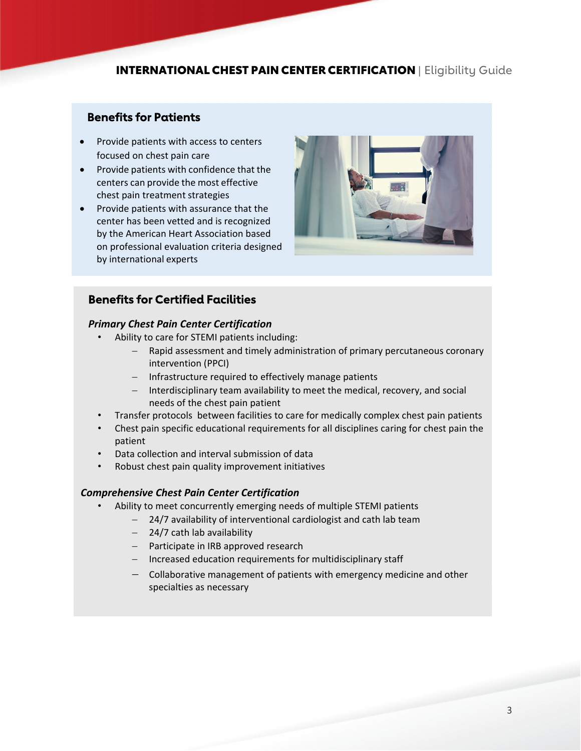## Benefits for Patients

- Provide patients with access to centers focused on chest pain care
- Provide patients with confidence that the centers can provide the most effective chest pain treatment strategies
- Provide patients with assurance that the center has been vetted and is recognized by the American Heart Association based on professional evaluation criteria designed by international experts

## Benefits for Certified Facilities

### *Primary Chest Pain Center Certification*

- Ability to care for STEMI patients including:
  - Rapid assessment and timely administration of primary percutaneous coronary intervention (PPCI)
  - Infrastructure required to effectively manage patients
  - Interdisciplinary team availability to meet the medical, recovery, and social needs of the chest pain patient
- Transfer protocols between facilities to care for medically complex chest pain patients
- Chest pain specific educational requirements for all disciplines caring for chest pain the patient
- Data collection and interval submission of data
- Robust chest pain quality improvement initiatives

### *Comprehensive Chest Pain Center Certification*

- Ability to meet concurrently emerging needs of multiple STEMI patients
  - 24/7 availability of interventional cardiologist and cath lab team
  - 24/7 cath lab availability
  - Participate in IRB approved research
  - Increased education requirements for multidisciplinary staff
  - Collaborative management of patients with emergency medicine and other specialties as necessary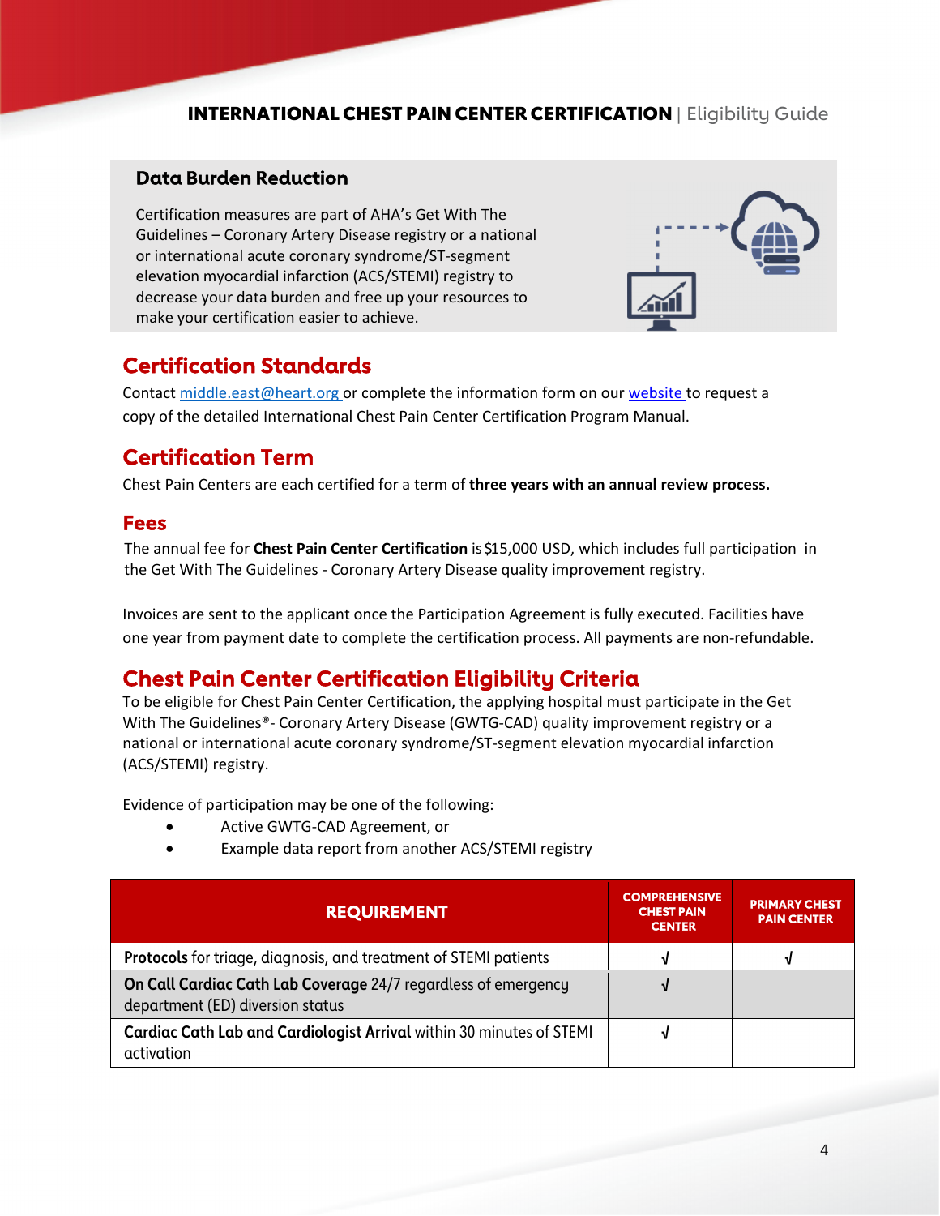## Data Burden Reduction

Certification measures are part of AHA's Get With The Guidelines – Coronary Artery Disease registry or a national or international acute coronary syndrome/ST-segment elevation myocardial infarction (ACS/STEMI) registry to decrease your data burden and free up your resources to make your certification easier to achieve.

## Certification Standards

Contact middle.east@heart.org or complete the information form on our website to request a copy of the detailed International Chest Pain Center Certification Program Manual.

## Certification Term

Chest Pain Centers are each certified for a term of **three years with an annual review process.**

## Fees

The annual fee for **Chest Pain Center Certification** is $15,000 USD, which includes full participation in the Get With The Guidelines - Coronary Artery Disease quality improvement registry.

Invoices are sent to the applicant once the Participation Agreement is fully executed. Facilities have one year from payment date to complete the certification process. All payments are non-refundable.

## Chest Pain Center Certification Eligibility Criteria

To be eligible for Chest Pain Center Certification, the applying hospital must participate in the Get With The Guidelines®- Coronary Artery Disease (GWTG-CAD) quality improvement registry or a national or international acute coronary syndrome/ST-segment elevation myocardial infarction (ACS/STEMI) registry.

Evidence of participation may be one of the following:

- Active GWTG-CAD Agreement, or
- Example data report from another ACS/STEMI registry

| REQUIREMENT | COMPREHENSIVE CHEST PAIN CENTER | PRIMARY CHEST PAIN CENTER |
|---|---|---|
| **Protocols** for triage, diagnosis, and treatment of STEMI patients | √ | √ |
| **On Call Cardiac Cath Lab Coverage** 24/7 regardless of emergency department (ED) diversion status | √ | |
| **Cardiac Cath Lab and Cardiologist Arrival** within 30 minutes of STEMI activation | √ | |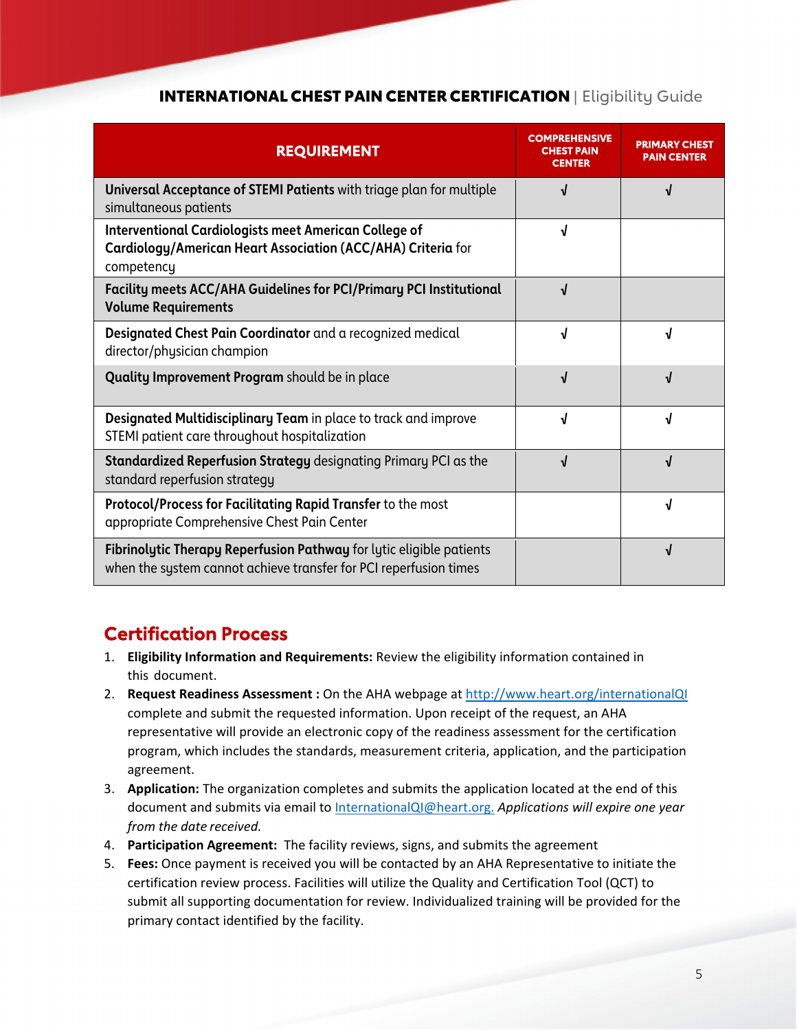**INTERNATIONAL CHEST PAIN CENTER CERTIFICATION** | Eligibility Guide

| REQUIREMENT | COMPREHENSIVE CHEST PAIN CENTER | PRIMARY CHEST PAIN CENTER |
|---|---|---|
| **Universal Acceptance of STEMI Patients** with triage plan for multiple simultaneous patients | √ | √ |
| **Interventional Cardiologists meet American College of Cardiology/American Heart Association (ACC/AHA) Criteria** for competency | √ | |
| **Facility meets ACC/AHA Guidelines for PCI/Primary PCI Institutional Volume Requirements** | √ | |
| **Designated Chest Pain Coordinator** and a recognized medical director/physician champion | √ | √ |
| **Quality Improvement Program** should be in place | √ | √ |
| **Designated Multidisciplinary Team** in place to track and improve STEMI patient care throughout hospitalization | √ | √ |
| **Standardized Reperfusion Strategy** designating Primary PCI as the standard reperfusion strategy | √ | √ |
| **Protocol/Process for Facilitating Rapid Transfer** to the most appropriate Comprehensive Chest Pain Center | | √ |
| **Fibrinolytic Therapy Reperfusion Pathway** for lytic eligible patients when the system cannot achieve transfer for PCI reperfusion times | | √ |

## Certification Process

1. **Eligibility Information and Requirements:** Review the eligibility information contained in this document.
2. **Request Readiness Assessment :** On the AHA webpage at http://www.heart.org/internationalQI complete and submit the requested information. Upon receipt of the request, an AHA representative will provide an electronic copy of the readiness assessment for the certification program, which includes the standards, measurement criteria, application, and the participation agreement.
3. **Application:** The organization completes and submits the application located at the end of this document and submits via email to InternationalQI@heart.org. *Applications will expire one year from the date received.*
4. **Participation Agreement:** The facility reviews, signs, and submits the agreement
5. **Fees:** Once payment is received you will be contacted by an AHA Representative to initiate the certification review process. Facilities will utilize the Quality and Certification Tool (QCT) to submit all supporting documentation for review. Individualized training will be provided for the primary contact identified by the facility.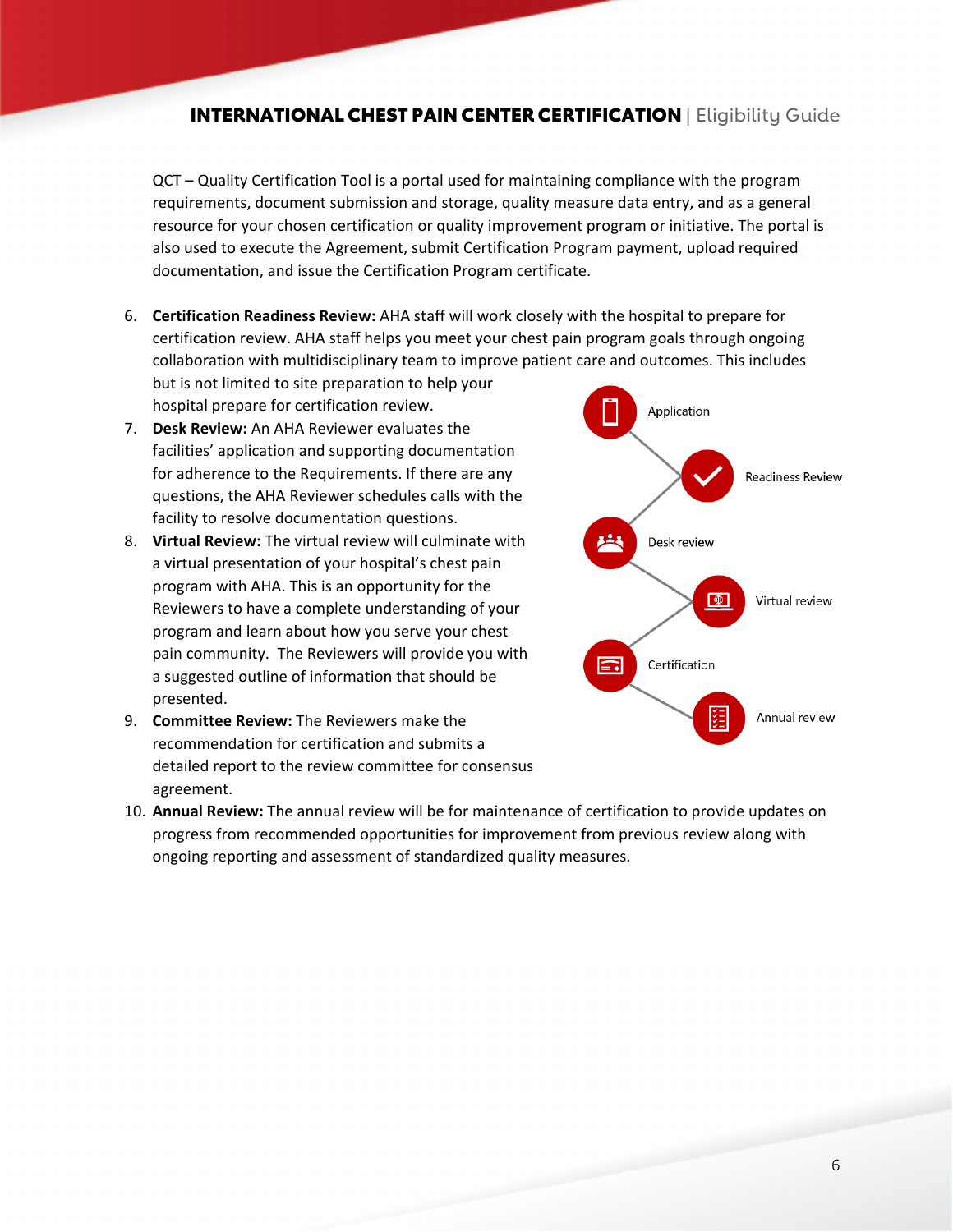QCT – Quality Certification Tool is a portal used for maintaining compliance with the program requirements, document submission and storage, quality measure data entry, and as a general resource for your chosen certification or quality improvement program or initiative. The portal is also used to execute the Agreement, submit Certification Program payment, upload required documentation, and issue the Certification Program certificate.

6. **Certification Readiness Review:** AHA staff will work closely with the hospital to prepare for certification review. AHA staff helps you meet your chest pain program goals through ongoing collaboration with multidisciplinary team to improve patient care and outcomes. This includes but is not limited to site preparation to help your hospital prepare for certification review.
7. **Desk Review:** An AHA Reviewer evaluates the facilities' application and supporting documentation for adherence to the Requirements. If there are any questions, the AHA Reviewer schedules calls with the facility to resolve documentation questions.
8. **Virtual Review:** The virtual review will culminate with a virtual presentation of your hospital's chest pain program with AHA. This is an opportunity for the Reviewers to have a complete understanding of your program and learn about how you serve your chest pain community. The Reviewers will provide you with a suggested outline of information that should be presented.
9. **Committee Review:** The Reviewers make the recommendation for certification and submits a detailed report to the review committee for consensus agreement.
10. **Annual Review:** The annual review will be for maintenance of certification to provide updates on progress from recommended opportunities for improvement from previous review along with ongoing reporting and assessment of standardized quality measures.

Application

Readiness Review

Desk review

Virtual review

Certification

Annual review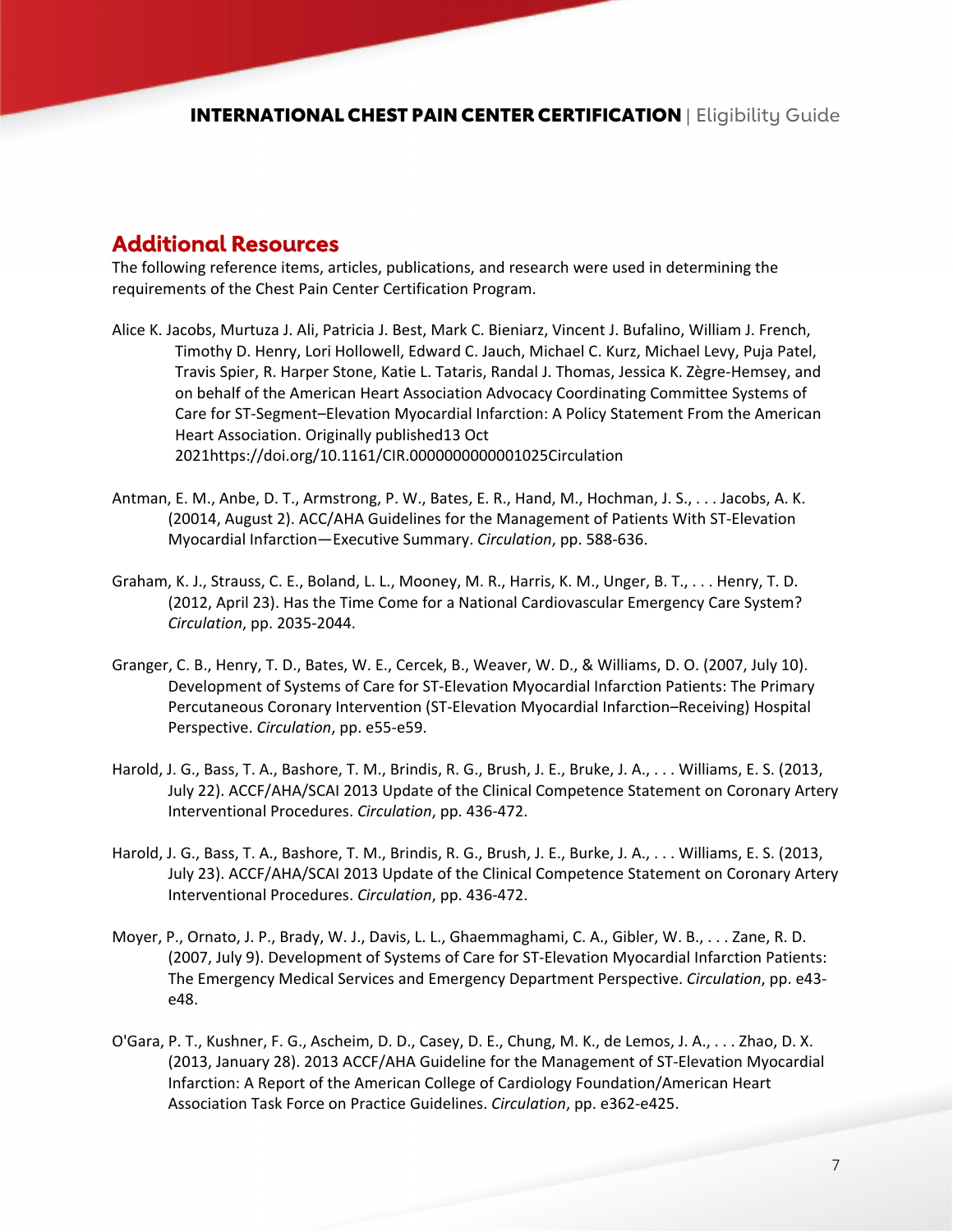## Additional Resources

The following reference items, articles, publications, and research were used in determining the requirements of the Chest Pain Center Certification Program.

Alice K. Jacobs, Murtuza J. Ali, Patricia J. Best, Mark C. Bieniarz, Vincent J. Bufalino, William J. French, Timothy D. Henry, Lori Hollowell, Edward C. Jauch, Michael C. Kurz, Michael Levy, Puja Patel, Travis Spier, R. Harper Stone, Katie L. Tataris, Randal J. Thomas, Jessica K. Zègre-Hemsey, and on behalf of the American Heart Association Advocacy Coordinating Committee Systems of Care for ST-Segment–Elevation Myocardial Infarction: A Policy Statement From the American Heart Association. Originally published13 Oct 2021https://doi.org/10.1161/CIR.0000000000001025Circulation

Antman, E. M., Anbe, D. T., Armstrong, P. W., Bates, E. R., Hand, M., Hochman, J. S., . . . Jacobs, A. K. (20014, August 2). ACC/AHA Guidelines for the Management of Patients With ST-Elevation Myocardial Infarction—Executive Summary. *Circulation*, pp. 588-636.

Graham, K. J., Strauss, C. E., Boland, L. L., Mooney, M. R., Harris, K. M., Unger, B. T., . . . Henry, T. D. (2012, April 23). Has the Time Come for a National Cardiovascular Emergency Care System? *Circulation*, pp. 2035-2044.

Granger, C. B., Henry, T. D., Bates, W. E., Cercek, B., Weaver, W. D., & Williams, D. O. (2007, July 10). Development of Systems of Care for ST-Elevation Myocardial Infarction Patients: The Primary Percutaneous Coronary Intervention (ST-Elevation Myocardial Infarction–Receiving) Hospital Perspective. *Circulation*, pp. e55-e59.

Harold, J. G., Bass, T. A., Bashore, T. M., Brindis, R. G., Brush, J. E., Bruke, J. A., . . . Williams, E. S. (2013, July 22). ACCF/AHA/SCAI 2013 Update of the Clinical Competence Statement on Coronary Artery Interventional Procedures. *Circulation*, pp. 436-472.

Harold, J. G., Bass, T. A., Bashore, T. M., Brindis, R. G., Brush, J. E., Burke, J. A., . . . Williams, E. S. (2013, July 23). ACCF/AHA/SCAI 2013 Update of the Clinical Competence Statement on Coronary Artery Interventional Procedures. *Circulation*, pp. 436-472.

Moyer, P., Ornato, J. P., Brady, W. J., Davis, L. L., Ghaemmaghami, C. A., Gibler, W. B., . . . Zane, R. D. (2007, July 9). Development of Systems of Care for ST-Elevation Myocardial Infarction Patients: The Emergency Medical Services and Emergency Department Perspective. *Circulation*, pp. e43-e48.

O'Gara, P. T., Kushner, F. G., Ascheim, D. D., Casey, D. E., Chung, M. K., de Lemos, J. A., . . . Zhao, D. X. (2013, January 28). 2013 ACCF/AHA Guideline for the Management of ST-Elevation Myocardial Infarction: A Report of the American College of Cardiology Foundation/American Heart Association Task Force on Practice Guidelines. *Circulation*, pp. e362-e425.